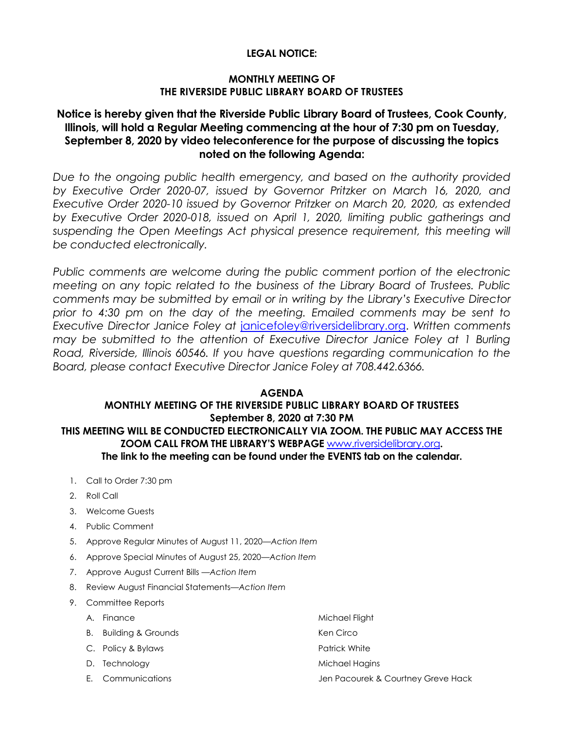**LEGAL NOTICE:**

**MONTHLY MEETING OF THE RIVERSIDE PUBLIC LIBRARY BOARD OF TRUSTEES**

**Notice is hereby given that the Riverside Public Library Board of Trustees, Cook County, Illinois, will hold a Regular Meeting commencing at the hour of 7:30 pm on Tuesday, September 8, 2020 by video teleconference for the purpose of discussing the topics noted on the following Agenda:**

*Due to the ongoing public health emergency, and based on the authority provided by Executive Order 2020-07, issued by Governor Pritzker on March 16, 2020, and Executive Order 2020-10 issued by Governor Pritzker on March 20, 2020, as extended by Executive Order 2020-018, issued on April 1, 2020, limiting public gatherings and suspending the Open Meetings Act physical presence requirement, this meeting will be conducted electronically.*

*Public comments are welcome during the public comment portion of the electronic meeting on any topic related to the business of the Library Board of Trustees. Public comments may be submitted by email or in writing by the Library's Executive Director prior to 4:30 pm on the day of the meeting. Emailed comments may be sent to Executive Director Janice Foley at janicefoley@riversidelibrary.org. Written comments may be submitted to the attention of Executive Director Janice Foley at 1 Burling Road, Riverside, Illinois 60546. If you have questions regarding communication to the Board, please contact Executive Director Janice Foley at 708.442.6366.*

**AGENDA**

**MONTHLY MEETING OF THE RIVERSIDE PUBLIC LIBRARY BOARD OF TRUSTEES**
**September 8, 2020 at 7:30 PM**

**THIS MEETING WILL BE CONDUCTED ELECTRONICALLY VIA ZOOM. THE PUBLIC MAY ACCESS THE ZOOM CALL FROM THE LIBRARY'S WEBPAGE www.riversidelibrary.org.**
**The link to the meeting can be found under the EVENTS tab on the calendar.**

1. Call to Order 7:30 pm
2. Roll Call
3. Welcome Guests
4. Public Comment
5. Approve Regular Minutes of August 11, 2020—*Action Item*
6. Approve Special Minutes of August 25, 2020—*Action Item*
7. Approve August Current Bills —*Action Item*
8. Review August Financial Statements—*Action Item*
9. Committee Reports
   - A. Finance — Michael Flight
   - B. Building & Grounds — Ken Circo
   - C. Policy & Bylaws — Patrick White
   - D. Technology — Michael Hagins
   - E. Communications — Jen Pacourek & Courtney Greve Hack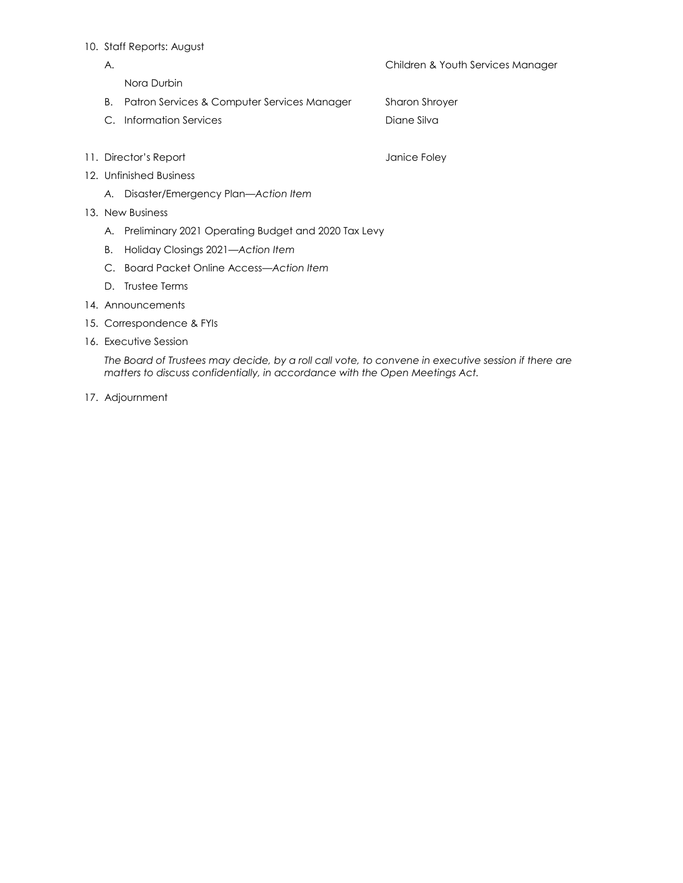10. Staff Reports: August
    A. Children & Youth Services Manager
       Nora Durbin
    B. Patron Services & Computer Services Manager Sharon Shroyer
    C. Information Services Diane Silva

11. Director's Report Janice Foley
12. Unfinished Business
    *A.* Disaster/Emergency Plan—*Action Item*
13. New Business
    A. Preliminary 2021 Operating Budget and 2020 Tax Levy
    B. Holiday Closings 2021—*Action Item*
    C. Board Packet Online Access—*Action Item*
    D. Trustee Terms
14. Announcements
15. Correspondence & FYIs
16. Executive Session

    *The Board of Trustees may decide, by a roll call vote, to convene in executive session if there are matters to discuss confidentially, in accordance with the Open Meetings Act.*

17. Adjournment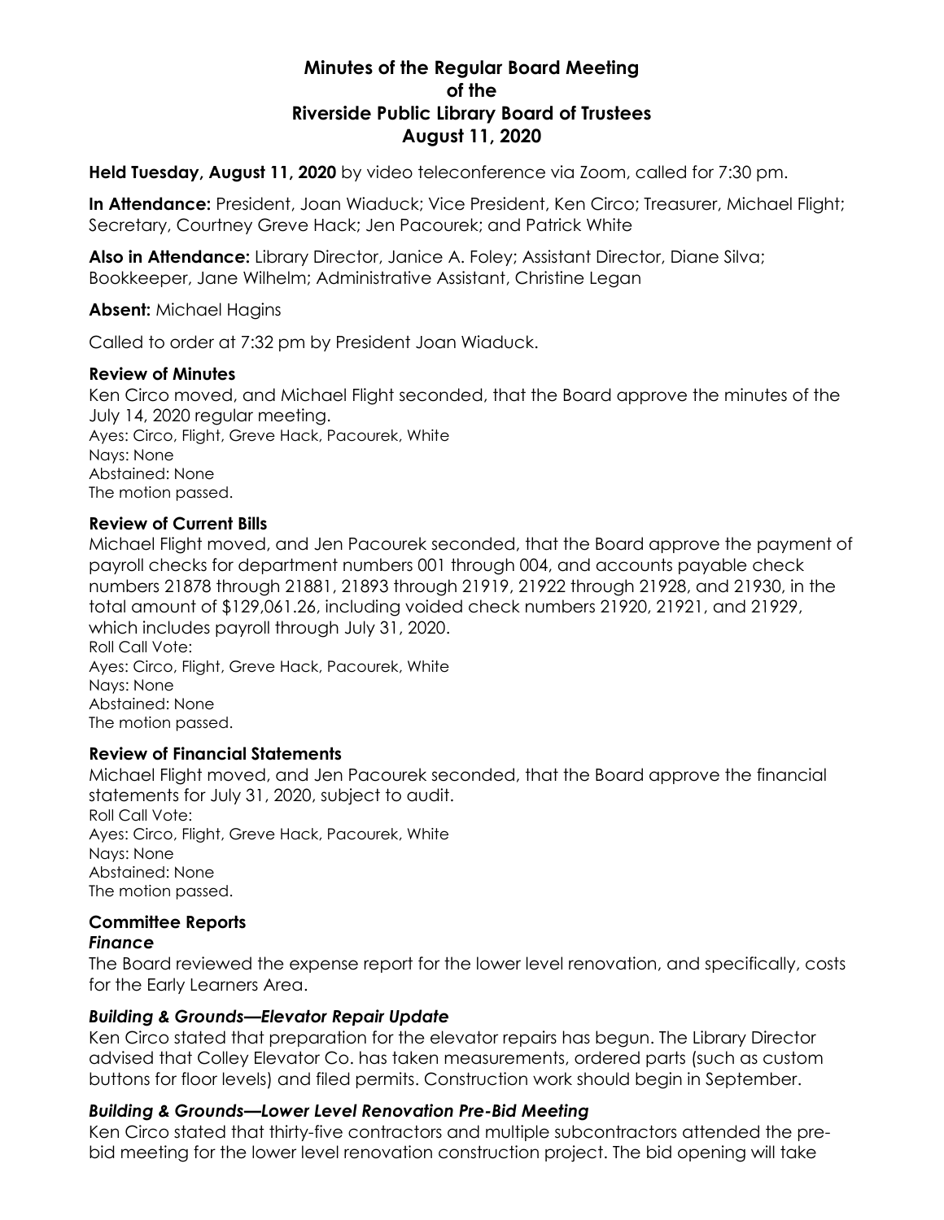# Minutes of the Regular Board Meeting of the Riverside Public Library Board of Trustees August 11, 2020

**Held Tuesday, August 11, 2020** by video teleconference via Zoom, called for 7:30 pm.

**In Attendance:** President, Joan Wiaduck; Vice President, Ken Circo; Treasurer, Michael Flight; Secretary, Courtney Greve Hack; Jen Pacourek; and Patrick White

**Also in Attendance:** Library Director, Janice A. Foley; Assistant Director, Diane Silva; Bookkeeper, Jane Wilhelm; Administrative Assistant, Christine Legan

**Absent:** Michael Hagins

Called to order at 7:32 pm by President Joan Wiaduck.

**Review of Minutes**

Ken Circo moved, and Michael Flight seconded, that the Board approve the minutes of the July 14, 2020 regular meeting.
Ayes: Circo, Flight, Greve Hack, Pacourek, White
Nays: None
Abstained: None
The motion passed.

**Review of Current Bills**

Michael Flight moved, and Jen Pacourek seconded, that the Board approve the payment of payroll checks for department numbers 001 through 004, and accounts payable check numbers 21878 through 21881, 21893 through 21919, 21922 through 21928, and 21930, in the total amount of $129,061.26, including voided check numbers 21920, 21921, and 21929, which includes payroll through July 31, 2020.
Roll Call Vote:
Ayes: Circo, Flight, Greve Hack, Pacourek, White
Nays: None
Abstained: None
The motion passed.

**Review of Financial Statements**

Michael Flight moved, and Jen Pacourek seconded, that the Board approve the financial statements for July 31, 2020, subject to audit.
Roll Call Vote:
Ayes: Circo, Flight, Greve Hack, Pacourek, White
Nays: None
Abstained: None
The motion passed.

**Committee Reports**

***Finance***

The Board reviewed the expense report for the lower level renovation, and specifically, costs for the Early Learners Area.

***Building & Grounds—Elevator Repair Update***

Ken Circo stated that preparation for the elevator repairs has begun. The Library Director advised that Colley Elevator Co. has taken measurements, ordered parts (such as custom buttons for floor levels) and filed permits. Construction work should begin in September.

***Building & Grounds—Lower Level Renovation Pre-Bid Meeting***

Ken Circo stated that thirty-five contractors and multiple subcontractors attended the pre-bid meeting for the lower level renovation construction project. The bid opening will take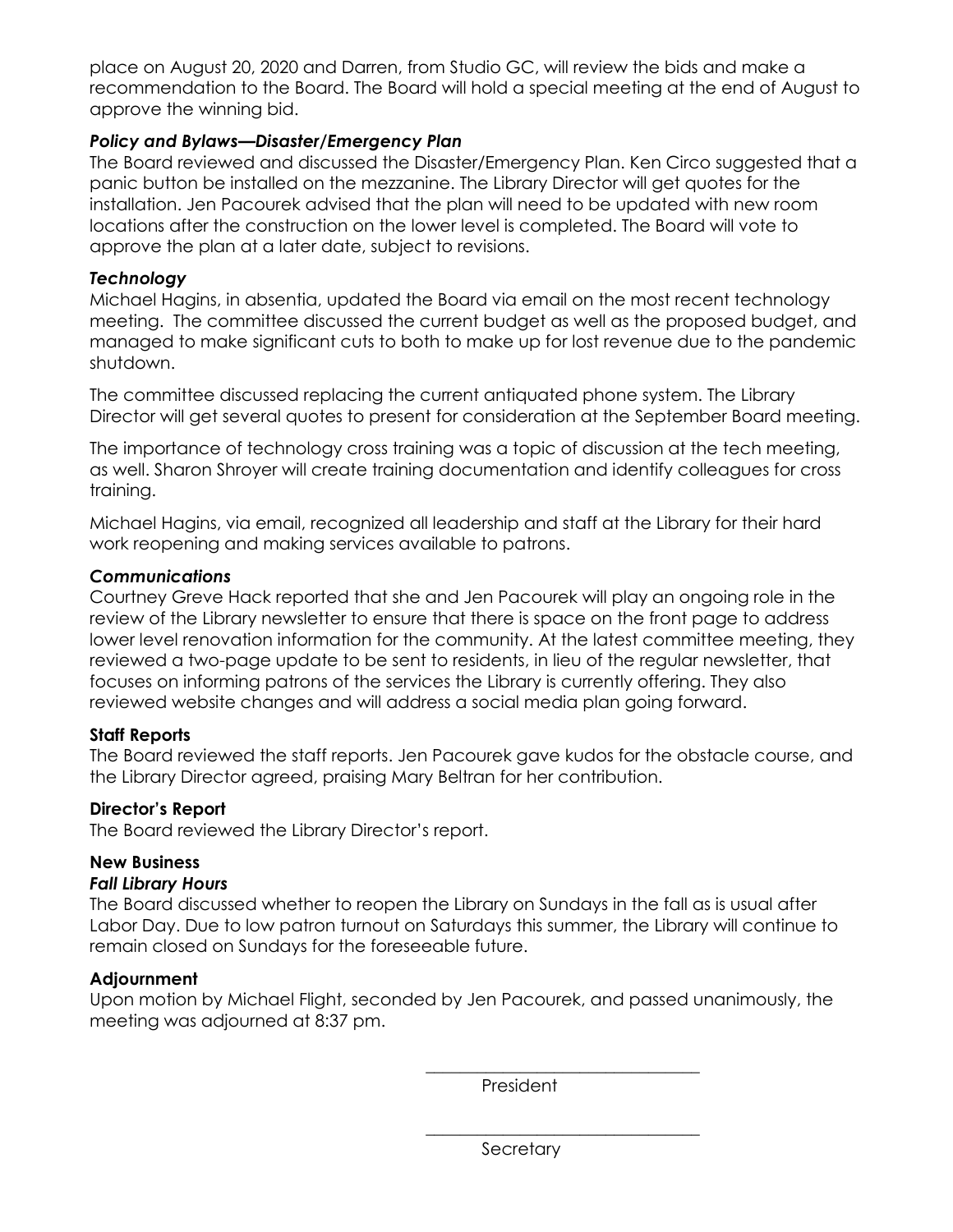place on August 20, 2020 and Darren, from Studio GC, will review the bids and make a recommendation to the Board. The Board will hold a special meeting at the end of August to approve the winning bid.

### *Policy and Bylaws—Disaster/Emergency Plan*

The Board reviewed and discussed the Disaster/Emergency Plan. Ken Circo suggested that a panic button be installed on the mezzanine. The Library Director will get quotes for the installation. Jen Pacourek advised that the plan will need to be updated with new room locations after the construction on the lower level is completed. The Board will vote to approve the plan at a later date, subject to revisions.

### *Technology*

Michael Hagins, in absentia, updated the Board via email on the most recent technology meeting. The committee discussed the current budget as well as the proposed budget, and managed to make significant cuts to both to make up for lost revenue due to the pandemic shutdown.

The committee discussed replacing the current antiquated phone system. The Library Director will get several quotes to present for consideration at the September Board meeting.

The importance of technology cross training was a topic of discussion at the tech meeting, as well. Sharon Shroyer will create training documentation and identify colleagues for cross training.

Michael Hagins, via email, recognized all leadership and staff at the Library for their hard work reopening and making services available to patrons.

### *Communications*

Courtney Greve Hack reported that she and Jen Pacourek will play an ongoing role in the review of the Library newsletter to ensure that there is space on the front page to address lower level renovation information for the community. At the latest committee meeting, they reviewed a two-page update to be sent to residents, in lieu of the regular newsletter, that focuses on informing patrons of the services the Library is currently offering. They also reviewed website changes and will address a social media plan going forward.

## Staff Reports

The Board reviewed the staff reports. Jen Pacourek gave kudos for the obstacle course, and the Library Director agreed, praising Mary Beltran for her contribution.

## Director's Report

The Board reviewed the Library Director's report.

## New Business

### *Fall Library Hours*

The Board discussed whether to reopen the Library on Sundays in the fall as is usual after Labor Day. Due to low patron turnout on Saturdays this summer, the Library will continue to remain closed on Sundays for the foreseeable future.

## Adjournment

Upon motion by Michael Flight, seconded by Jen Pacourek, and passed unanimously, the meeting was adjourned at 8:37 pm.

\_\_\_\_\_\_\_\_\_\_\_\_\_\_\_\_\_\_\_\_\_\_\_\_\_\_\_\_\_\_\_\_
President

\_\_\_\_\_\_\_\_\_\_\_\_\_\_\_\_\_\_\_\_\_\_\_\_\_\_\_\_\_\_\_\_
Secretary